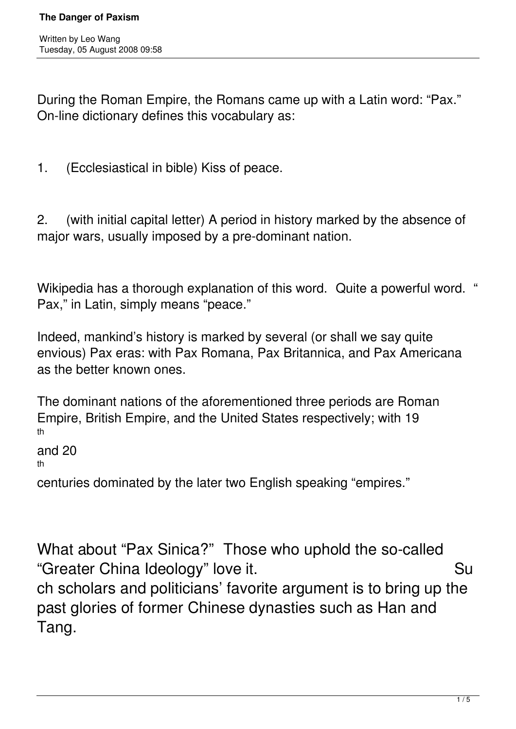# The Danger of Paxism

Written by Leo Wang
Tuesday, 05 August 2008 09:58

During the Roman Empire, the Romans came up with a Latin word: "Pax." On-line dictionary defines this vocabulary as:

1. (Ecclesiastical in bible) Kiss of peace.

2. (with initial capital letter) A period in history marked by the absence of major wars, usually imposed by a pre-dominant nation.

Wikipedia has a thorough explanation of this word. Quite a powerful word. "Pax," in Latin, simply means "peace."

Indeed, mankind's history is marked by several (or shall we say quite envious) Pax eras: with Pax Romana, Pax Britannica, and Pax Americana as the better known ones.

The dominant nations of the aforementioned three periods are Roman Empire, British Empire, and the United States respectively; with 19th and 20th centuries dominated by the later two English speaking "empires."

What about "Pax Sinica?" Those who uphold the so-called "Greater China Ideology" love it. Such scholars and politicians' favorite argument is to bring up the past glories of former Chinese dynasties such as Han and Tang.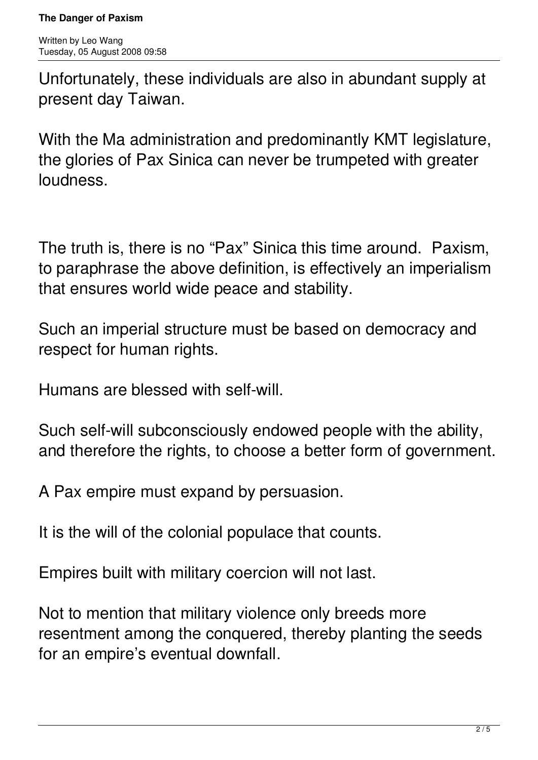Unfortunately, these individuals are also in abundant supply at present day Taiwan.

With the Ma administration and predominantly KMT legislature, the glories of Pax Sinica can never be trumpeted with greater loudness.

The truth is, there is no “Pax” Sinica this time around. Paxism, to paraphrase the above definition, is effectively an imperialism that ensures world wide peace and stability.

Such an imperial structure must be based on democracy and respect for human rights.

Humans are blessed with self-will.

Such self-will subconsciously endowed people with the ability, and therefore the rights, to choose a better form of government.

A Pax empire must expand by persuasion.

It is the will of the colonial populace that counts.

Empires built with military coercion will not last.

Not to mention that military violence only breeds more resentment among the conquered, thereby planting the seeds for an empire’s eventual downfall.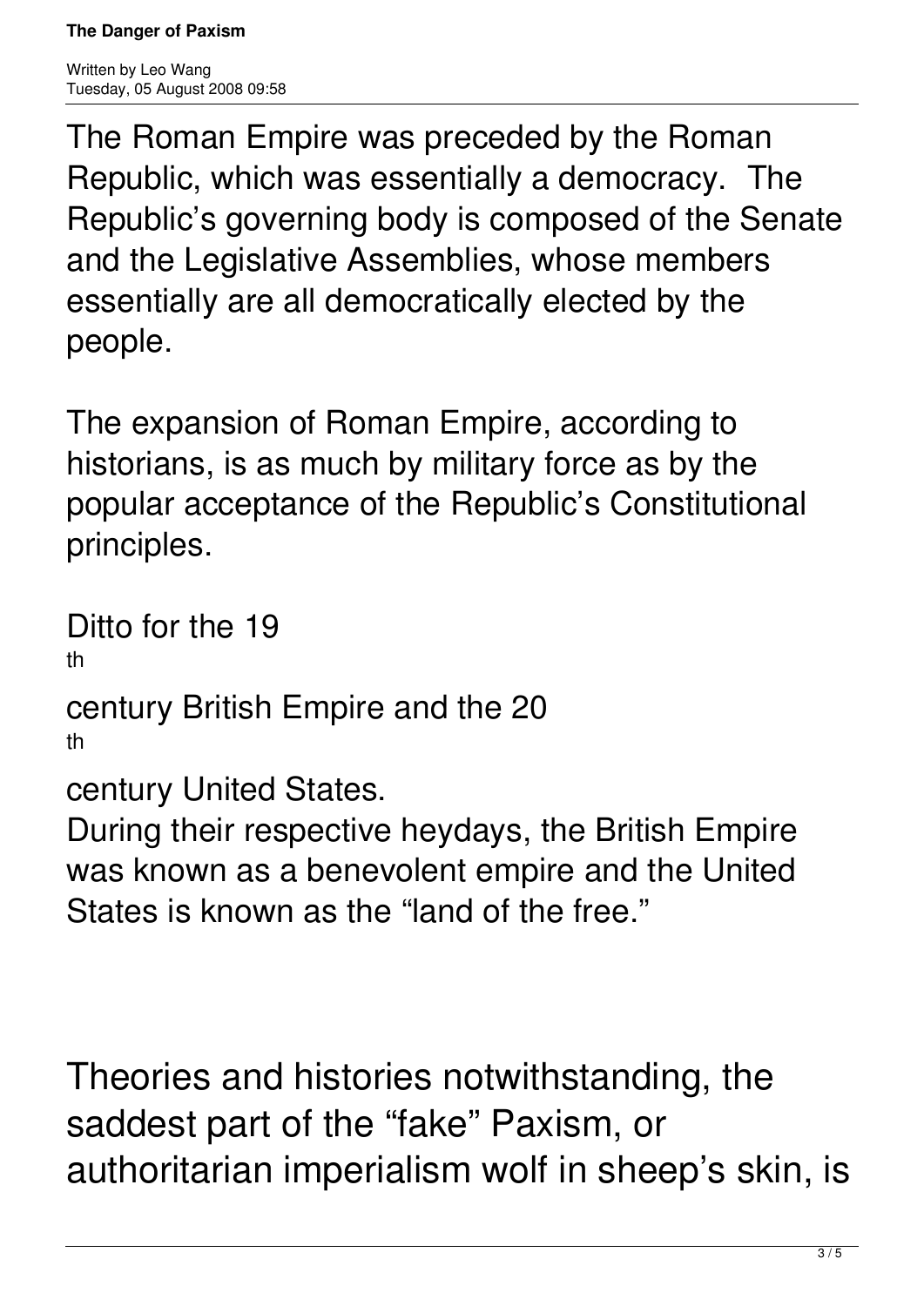The Roman Empire was preceded by the Roman Republic, which was essentially a democracy. The Republic's governing body is composed of the Senate and the Legislative Assemblies, whose members essentially are all democratically elected by the people.

The expansion of Roman Empire, according to historians, is as much by military force as by the popular acceptance of the Republic's Constitutional principles.

Ditto for the 19th century British Empire and the 20th century United States. During their respective heydays, the British Empire was known as a benevolent empire and the United States is known as the "land of the free."

Theories and histories notwithstanding, the saddest part of the "fake" Paxism, or authoritarian imperialism wolf in sheep's skin, is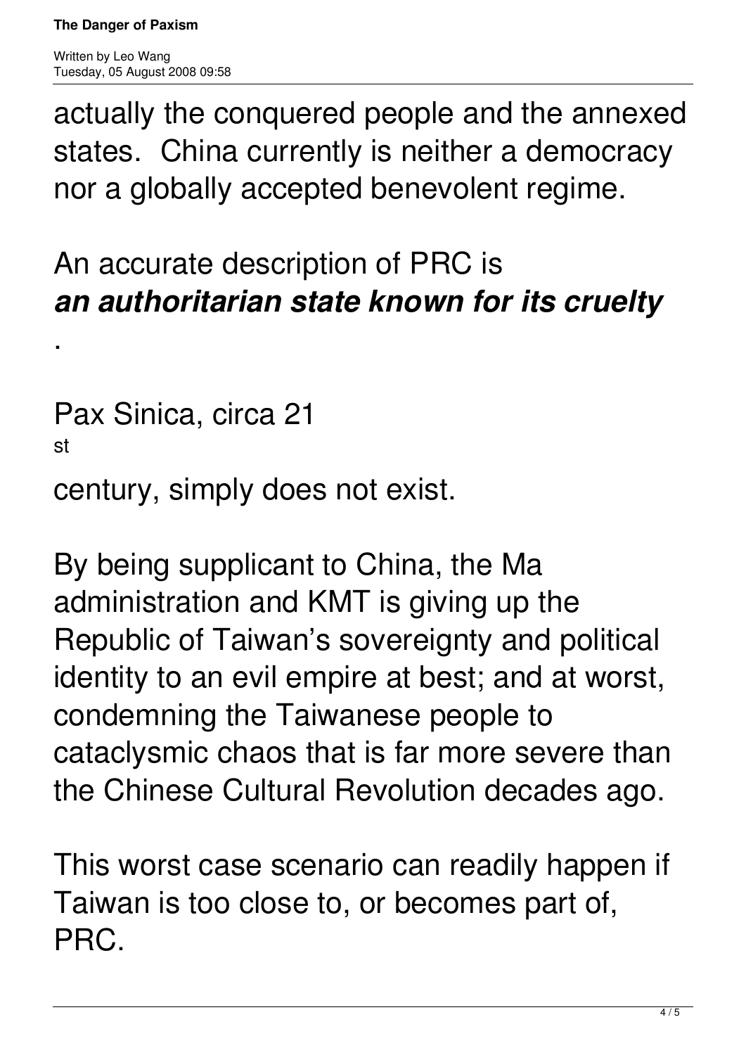actually the conquered people and the annexed states. China currently is neither a democracy nor a globally accepted benevolent regime.

An accurate description of PRC is ***an authoritarian state known for its cruelty***.

Pax Sinica, circa 21st century, simply does not exist.

By being supplicant to China, the Ma administration and KMT is giving up the Republic of Taiwan's sovereignty and political identity to an evil empire at best; and at worst, condemning the Taiwanese people to cataclysmic chaos that is far more severe than the Chinese Cultural Revolution decades ago.

This worst case scenario can readily happen if Taiwan is too close to, or becomes part of, PRC.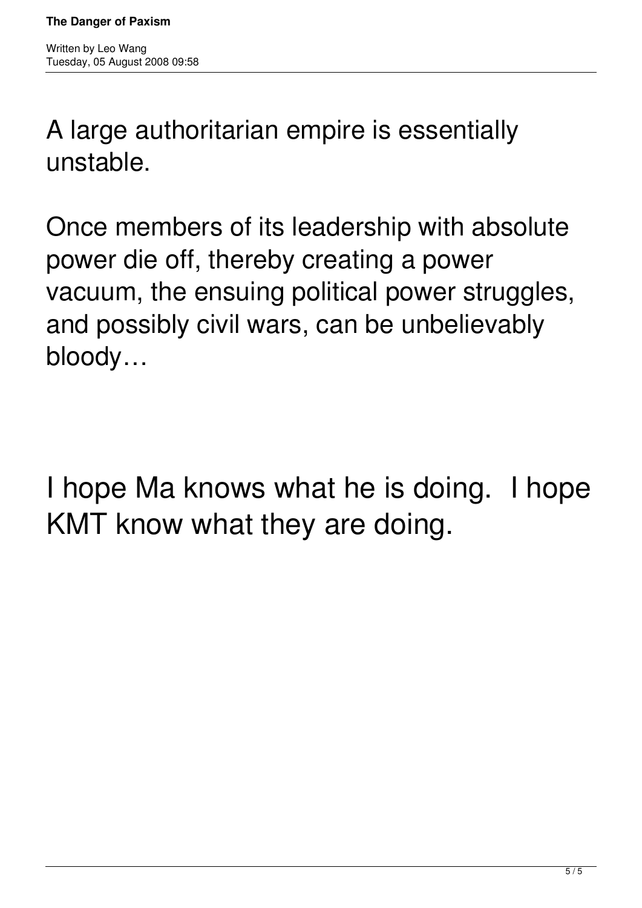A large authoritarian empire is essentially unstable.

Once members of its leadership with absolute power die off, thereby creating a power vacuum, the ensuing political power struggles, and possibly civil wars, can be unbelievably bloody…

I hope Ma knows what he is doing.  I hope KMT know what they are doing.